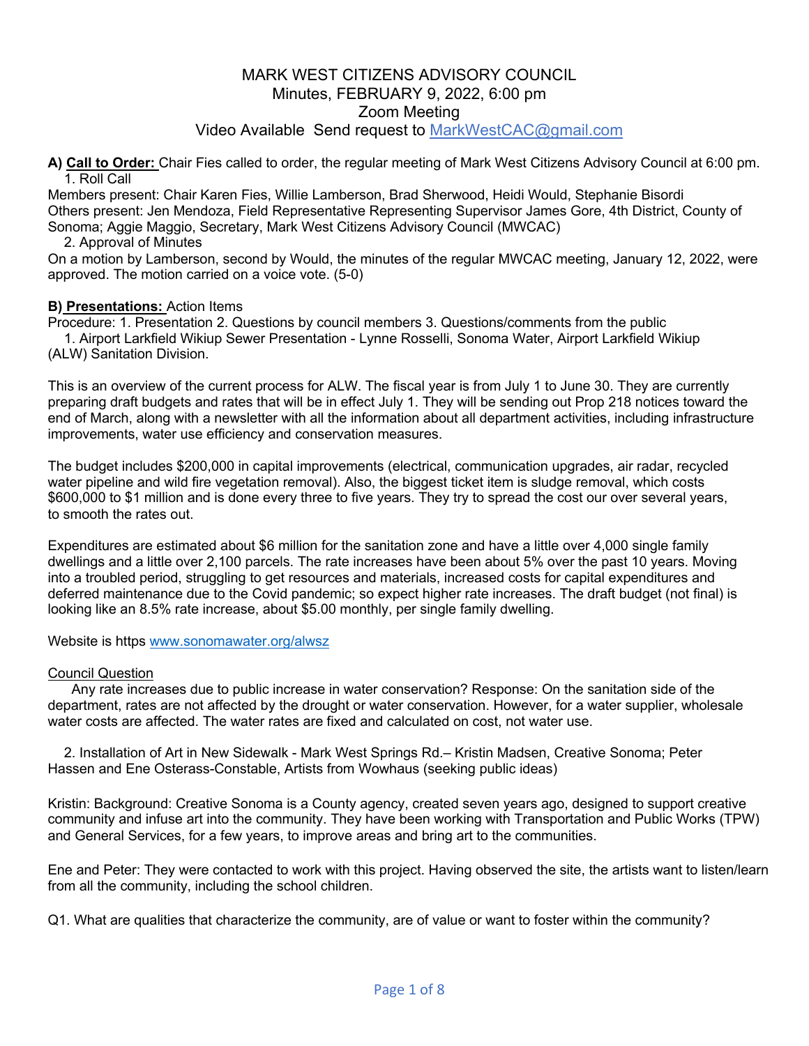# MARK WEST CITIZENS ADVISORY COUNCIL
## Minutes, FEBRUARY 9, 2022, 6:00 pm
## Zoom Meeting
## Video Available Send request to MarkWestCAC@gmail.com

**A) Call to Order:** Chair Fies called to order, the regular meeting of Mark West Citizens Advisory Council at 6:00 pm.

1. Roll Call

Members present: Chair Karen Fies, Willie Lamberson, Brad Sherwood, Heidi Would, Stephanie Bisordi
Others present: Jen Mendoza, Field Representative Representing Supervisor James Gore, 4th District, County of Sonoma; Aggie Maggio, Secretary, Mark West Citizens Advisory Council (MWCAC)

2. Approval of Minutes

On a motion by Lamberson, second by Would, the minutes of the regular MWCAC meeting, January 12, 2022, were approved. The motion carried on a voice vote. (5-0)

**B) Presentations:** Action Items

Procedure: 1. Presentation 2. Questions by council members 3. Questions/comments from the public

1. Airport Larkfield Wikiup Sewer Presentation - Lynne Rosselli, Sonoma Water, Airport Larkfield Wikiup (ALW) Sanitation Division.

This is an overview of the current process for ALW. The fiscal year is from July 1 to June 30. They are currently preparing draft budgets and rates that will be in effect July 1. They will be sending out Prop 218 notices toward the end of March, along with a newsletter with all the information about all department activities, including infrastructure improvements, water use efficiency and conservation measures.

The budget includes $200,000 in capital improvements (electrical, communication upgrades, air radar, recycled water pipeline and wild fire vegetation removal). Also, the biggest ticket item is sludge removal, which costs $600,000 to $1 million and is done every three to five years. They try to spread the cost our over several years, to smooth the rates out.

Expenditures are estimated about $6 million for the sanitation zone and have a little over 4,000 single family dwellings and a little over 2,100 parcels. The rate increases have been about 5% over the past 10 years. Moving into a troubled period, struggling to get resources and materials, increased costs for capital expenditures and deferred maintenance due to the Covid pandemic; so expect higher rate increases. The draft budget (not final) is looking like an 8.5% rate increase, about $5.00 monthly, per single family dwelling.

Website is https www.sonomawater.org/alwsz

Council Question

Any rate increases due to public increase in water conservation? Response: On the sanitation side of the department, rates are not affected by the drought or water conservation. However, for a water supplier, wholesale water costs are affected. The water rates are fixed and calculated on cost, not water use.

2. Installation of Art in New Sidewalk - Mark West Springs Rd.– Kristin Madsen, Creative Sonoma; Peter Hassen and Ene Osterass-Constable, Artists from Wowhaus (seeking public ideas)

Kristin: Background: Creative Sonoma is a County agency, created seven years ago, designed to support creative community and infuse art into the community. They have been working with Transportation and Public Works (TPW) and General Services, for a few years, to improve areas and bring art to the communities.

Ene and Peter: They were contacted to work with this project. Having observed the site, the artists want to listen/learn from all the community, including the school children.

Q1. What are qualities that characterize the community, are of value or want to foster within the community?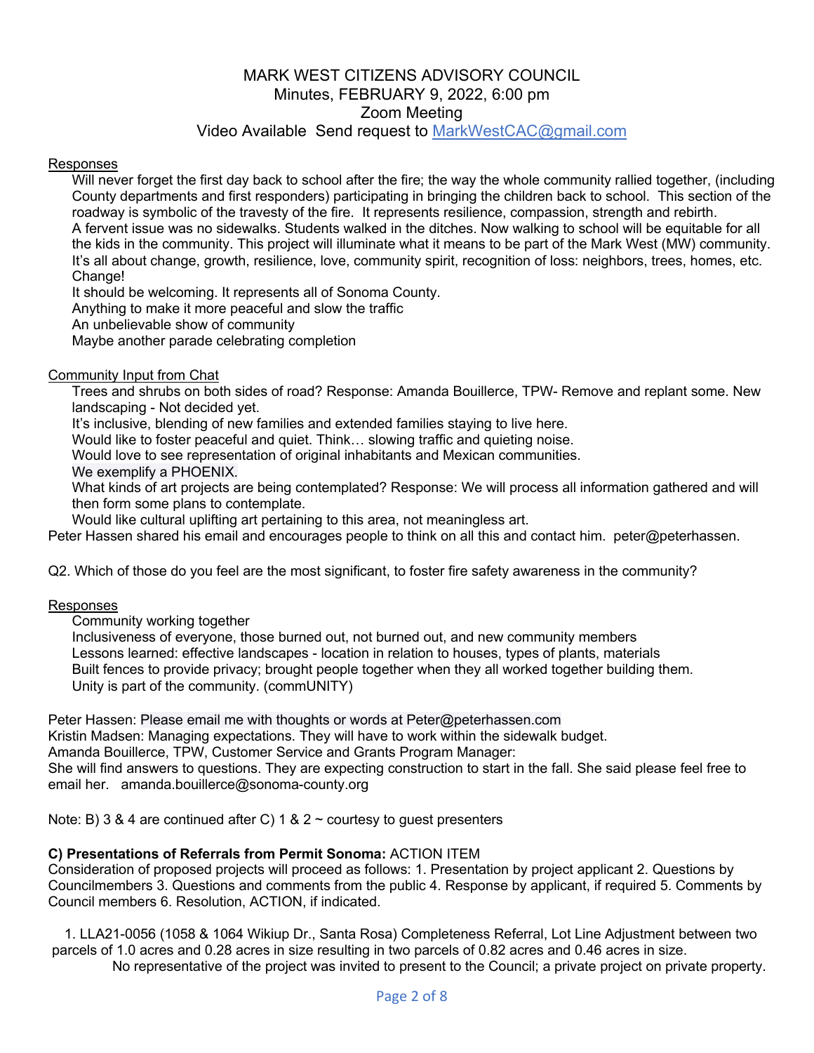Responses

Will never forget the first day back to school after the fire; the way the whole community rallied together, (including County departments and first responders) participating in bringing the children back to school. This section of the roadway is symbolic of the travesty of the fire. It represents resilience, compassion, strength and rebirth.
A fervent issue was no sidewalks. Students walked in the ditches. Now walking to school will be equitable for all the kids in the community. This project will illuminate what it means to be part of the Mark West (MW) community. It's all about change, growth, resilience, love, community spirit, recognition of loss: neighbors, trees, homes, etc. Change!
It should be welcoming. It represents all of Sonoma County.
Anything to make it more peaceful and slow the traffic
An unbelievable show of community
Maybe another parade celebrating completion

Community Input from Chat

Trees and shrubs on both sides of road? Response: Amanda Bouillerce, TPW- Remove and replant some. New landscaping - Not decided yet.
It's inclusive, blending of new families and extended families staying to live here.
Would like to foster peaceful and quiet. Think… slowing traffic and quieting noise.
Would love to see representation of original inhabitants and Mexican communities.
We exemplify a PHOENIX.
What kinds of art projects are being contemplated? Response: We will process all information gathered and will then form some plans to contemplate.
Would like cultural uplifting art pertaining to this area, not meaningless art.

Peter Hassen shared his email and encourages people to think on all this and contact him. peter@peterhassen.

Q2. Which of those do you feel are the most significant, to foster fire safety awareness in the community?

Responses

Community working together
Inclusiveness of everyone, those burned out, not burned out, and new community members
Lessons learned: effective landscapes - location in relation to houses, types of plants, materials
Built fences to provide privacy; brought people together when they all worked together building them.
Unity is part of the community. (commUNITY)

Peter Hassen: Please email me with thoughts or words at Peter@peterhassen.com
Kristin Madsen: Managing expectations. They will have to work within the sidewalk budget.
Amanda Bouillerce, TPW, Customer Service and Grants Program Manager:
She will find answers to questions. They are expecting construction to start in the fall. She said please feel free to email her. amanda.bouillerce@sonoma-county.org

Note: B) 3 & 4 are continued after C) 1 & 2 ~ courtesy to guest presenters

**C) Presentations of Referrals from Permit Sonoma:** ACTION ITEM
Consideration of proposed projects will proceed as follows: 1. Presentation by project applicant 2. Questions by Councilmembers 3. Questions and comments from the public 4. Response by applicant, if required 5. Comments by Council members 6. Resolution, ACTION, if indicated.

1. LLA21-0056 (1058 & 1064 Wikiup Dr., Santa Rosa) Completeness Referral, Lot Line Adjustment between two parcels of 1.0 acres and 0.28 acres in size resulting in two parcels of 0.82 acres and 0.46 acres in size.
   No representative of the project was invited to present to the Council; a private project on private property.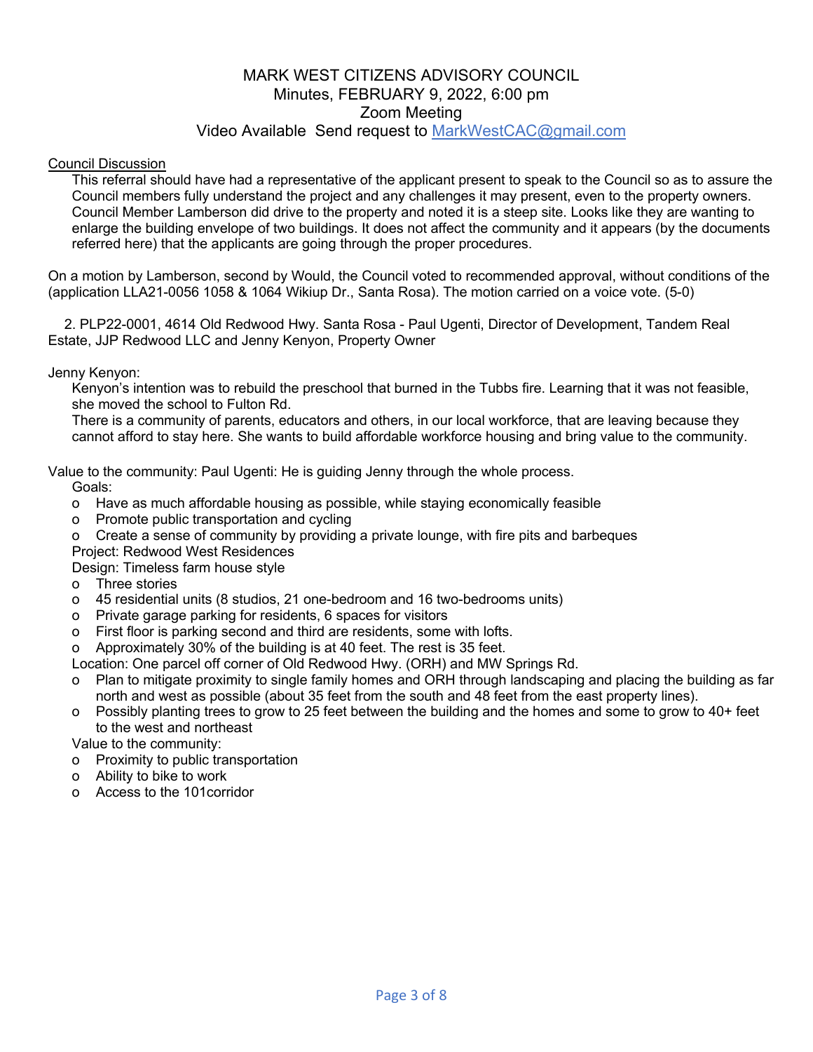# MARK WEST CITIZENS ADVISORY COUNCIL
Minutes, FEBRUARY 9, 2022, 6:00 pm
Zoom Meeting
Video Available Send request to MarkWestCAC@gmail.com

Council Discussion

This referral should have had a representative of the applicant present to speak to the Council so as to assure the Council members fully understand the project and any challenges it may present, even to the property owners. Council Member Lamberson did drive to the property and noted it is a steep site. Looks like they are wanting to enlarge the building envelope of two buildings. It does not affect the community and it appears (by the documents referred here) that the applicants are going through the proper procedures.

On a motion by Lamberson, second by Would, the Council voted to recommended approval, without conditions of the (application LLA21-0056 1058 & 1064 Wikiup Dr., Santa Rosa). The motion carried on a voice vote. (5-0)

2. PLP22-0001, 4614 Old Redwood Hwy. Santa Rosa - Paul Ugenti, Director of Development, Tandem Real Estate, JJP Redwood LLC and Jenny Kenyon, Property Owner

Jenny Kenyon:

Kenyon's intention was to rebuild the preschool that burned in the Tubbs fire. Learning that it was not feasible, she moved the school to Fulton Rd.
There is a community of parents, educators and others, in our local workforce, that are leaving because they cannot afford to stay here. She wants to build affordable workforce housing and bring value to the community.

Value to the community: Paul Ugenti: He is guiding Jenny through the whole process.

Goals:

- Have as much affordable housing as possible, while staying economically feasible
- Promote public transportation and cycling
- Create a sense of community by providing a private lounge, with fire pits and barbeques

Project: Redwood West Residences

Design: Timeless farm house style

- Three stories
- 45 residential units (8 studios, 21 one-bedroom and 16 two-bedrooms units)
- Private garage parking for residents, 6 spaces for visitors
- First floor is parking second and third are residents, some with lofts.
- Approximately 30% of the building is at 40 feet. The rest is 35 feet.

Location: One parcel off corner of Old Redwood Hwy. (ORH) and MW Springs Rd.

- Plan to mitigate proximity to single family homes and ORH through landscaping and placing the building as far north and west as possible (about 35 feet from the south and 48 feet from the east property lines).
- Possibly planting trees to grow to 25 feet between the building and the homes and some to grow to 40+ feet to the west and northeast

Value to the community:

- Proximity to public transportation
- Ability to bike to work
- Access to the 101corridor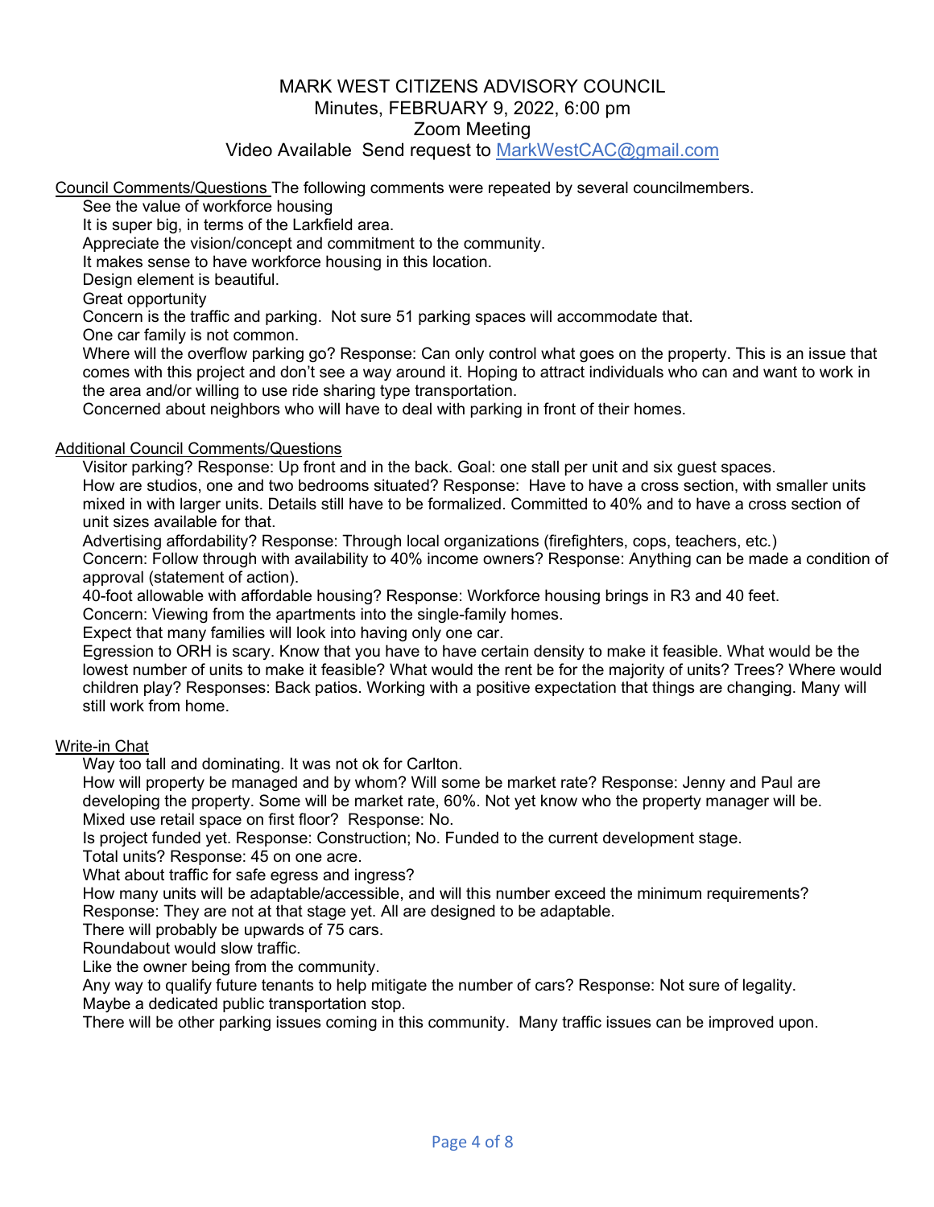# MARK WEST CITIZENS ADVISORY COUNCIL

Minutes, FEBRUARY 9, 2022, 6:00 pm
Zoom Meeting
Video Available Send request to MarkWestCAC@gmail.com

<u>Council Comments/Questions</u> The following comments were repeated by several councilmembers.

See the value of workforce housing
It is super big, in terms of the Larkfield area.
Appreciate the vision/concept and commitment to the community.
It makes sense to have workforce housing in this location.
Design element is beautiful.
Great opportunity
Concern is the traffic and parking. Not sure 51 parking spaces will accommodate that.
One car family is not common.
Where will the overflow parking go? Response: Can only control what goes on the property. This is an issue that comes with this project and don't see a way around it. Hoping to attract individuals who can and want to work in the area and/or willing to use ride sharing type transportation.
Concerned about neighbors who will have to deal with parking in front of their homes.

<u>Additional Council Comments/Questions</u>

Visitor parking? Response: Up front and in the back. Goal: one stall per unit and six guest spaces.
How are studios, one and two bedrooms situated? Response: Have to have a cross section, with smaller units mixed in with larger units. Details still have to be formalized. Committed to 40% and to have a cross section of unit sizes available for that.
Advertising affordability? Response: Through local organizations (firefighters, cops, teachers, etc.)
Concern: Follow through with availability to 40% income owners? Response: Anything can be made a condition of approval (statement of action).
40-foot allowable with affordable housing? Response: Workforce housing brings in R3 and 40 feet.
Concern: Viewing from the apartments into the single-family homes.
Expect that many families will look into having only one car.
Egression to ORH is scary. Know that you have to have certain density to make it feasible. What would be the lowest number of units to make it feasible? What would the rent be for the majority of units? Trees? Where would children play? Responses: Back patios. Working with a positive expectation that things are changing. Many will still work from home.

<u>Write-in Chat</u>

Way too tall and dominating. It was not ok for Carlton.
How will property be managed and by whom? Will some be market rate? Response: Jenny and Paul are developing the property. Some will be market rate, 60%. Not yet know who the property manager will be.
Mixed use retail space on first floor? Response: No.
Is project funded yet. Response: Construction; No. Funded to the current development stage.
Total units? Response: 45 on one acre.
What about traffic for safe egress and ingress?
How many units will be adaptable/accessible, and will this number exceed the minimum requirements? Response: They are not at that stage yet. All are designed to be adaptable.
There will probably be upwards of 75 cars.
Roundabout would slow traffic.
Like the owner being from the community.
Any way to qualify future tenants to help mitigate the number of cars? Response: Not sure of legality.
Maybe a dedicated public transportation stop.
There will be other parking issues coming in this community. Many traffic issues can be improved upon.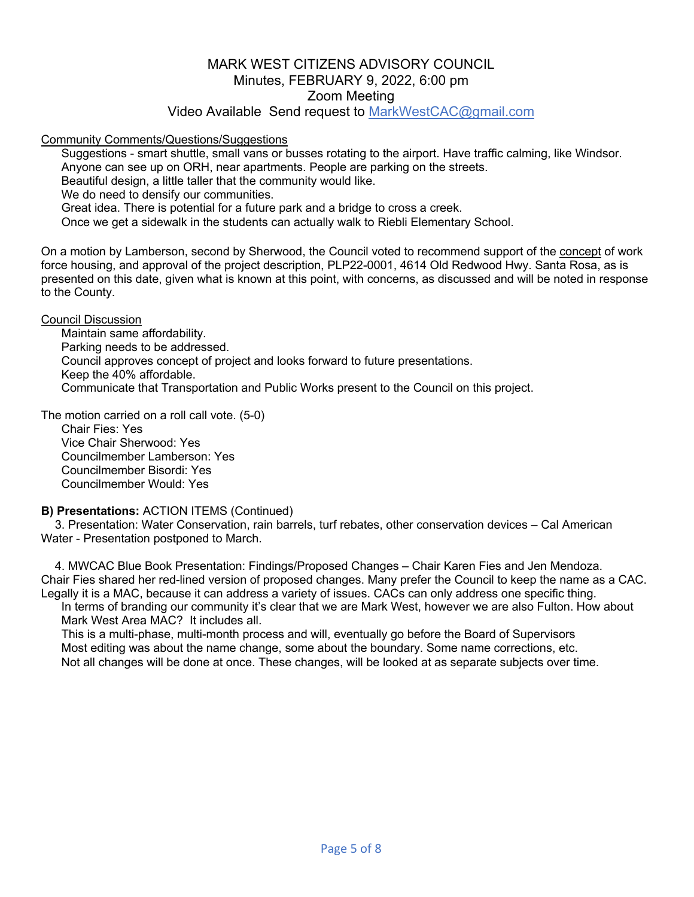# MARK WEST CITIZENS ADVISORY COUNCIL

Minutes, FEBRUARY 9, 2022, 6:00 pm
Zoom Meeting
Video Available Send request to MarkWestCAC@gmail.com

<u>Community Comments/Questions/Suggestions</u>

Suggestions - smart shuttle, small vans or busses rotating to the airport. Have traffic calming, like Windsor.
Anyone can see up on ORH, near apartments. People are parking on the streets.
Beautiful design, a little taller that the community would like.
We do need to densify our communities.
Great idea. There is potential for a future park and a bridge to cross a creek.
Once we get a sidewalk in the students can actually walk to Riebli Elementary School.

On a motion by Lamberson, second by Sherwood, the Council voted to recommend support of the <u>concept</u> of work force housing, and approval of the project description, PLP22-0001, 4614 Old Redwood Hwy. Santa Rosa, as is presented on this date, given what is known at this point, with concerns, as discussed and will be noted in response to the County.

<u>Council Discussion</u>

Maintain same affordability.
Parking needs to be addressed.
Council approves concept of project and looks forward to future presentations.
Keep the 40% affordable.
Communicate that Transportation and Public Works present to the Council on this project.

The motion carried on a roll call vote. (5-0)

Chair Fies: Yes
Vice Chair Sherwood: Yes
Councilmember Lamberson: Yes
Councilmember Bisordi: Yes
Councilmember Would: Yes

**B) Presentations:** ACTION ITEMS (Continued)

3. Presentation: Water Conservation, rain barrels, turf rebates, other conservation devices – Cal American Water - Presentation postponed to March.

4. MWCAC Blue Book Presentation: Findings/Proposed Changes – Chair Karen Fies and Jen Mendoza. Chair Fies shared her red-lined version of proposed changes. Many prefer the Council to keep the name as a CAC. Legally it is a MAC, because it can address a variety of issues. CACs can only address one specific thing.

In terms of branding our community it's clear that we are Mark West, however we are also Fulton. How about Mark West Area MAC? It includes all.
This is a multi-phase, multi-month process and will, eventually go before the Board of Supervisors
Most editing was about the name change, some about the boundary. Some name corrections, etc.
Not all changes will be done at once. These changes, will be looked at as separate subjects over time.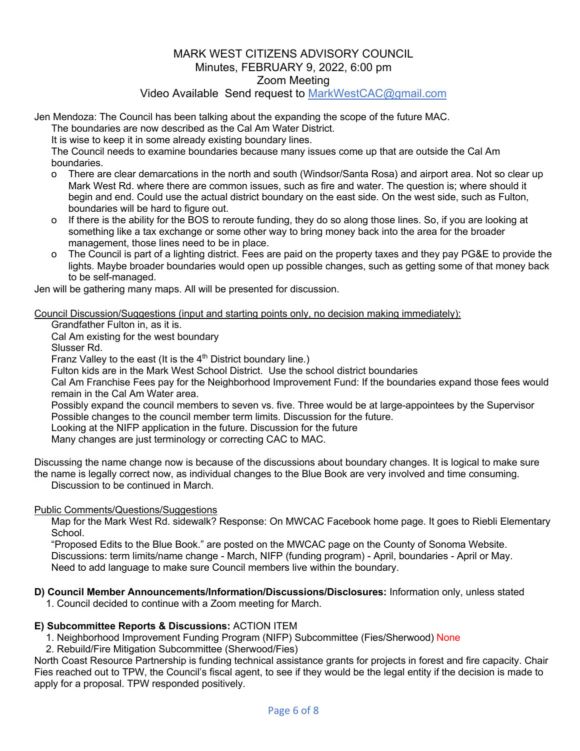MARK WEST CITIZENS ADVISORY COUNCIL
Minutes, FEBRUARY 9, 2022, 6:00 pm
Zoom Meeting
Video Available Send request to MarkWestCAC@gmail.com

Jen Mendoza: The Council has been talking about the expanding the scope of the future MAC.

The boundaries are now described as the Cal Am Water District.

It is wise to keep it in some already existing boundary lines.

The Council needs to examine boundaries because many issues come up that are outside the Cal Am boundaries.

- There are clear demarcations in the north and south (Windsor/Santa Rosa) and airport area. Not so clear up Mark West Rd. where there are common issues, such as fire and water. The question is; where should it begin and end. Could use the actual district boundary on the east side. On the west side, such as Fulton, boundaries will be hard to figure out.
- If there is the ability for the BOS to reroute funding, they do so along those lines. So, if you are looking at something like a tax exchange or some other way to bring money back into the area for the broader management, those lines need to be in place.
- The Council is part of a lighting district. Fees are paid on the property taxes and they pay PG&E to provide the lights. Maybe broader boundaries would open up possible changes, such as getting some of that money back to be self-managed.

Jen will be gathering many maps. All will be presented for discussion.

Council Discussion/Suggestions (input and starting points only, no decision making immediately):

Grandfather Fulton in, as it is.

Cal Am existing for the west boundary

Slusser Rd.

Franz Valley to the east (It is the 4th District boundary line.)

Fulton kids are in the Mark West School District. Use the school district boundaries

Cal Am Franchise Fees pay for the Neighborhood Improvement Fund: If the boundaries expand those fees would remain in the Cal Am Water area.

Possibly expand the council members to seven vs. five. Three would be at large-appointees by the Supervisor

Possible changes to the council member term limits. Discussion for the future.

Looking at the NIFP application in the future. Discussion for the future

Many changes are just terminology or correcting CAC to MAC.

Discussing the name change now is because of the discussions about boundary changes. It is logical to make sure the name is legally correct now, as individual changes to the Blue Book are very involved and time consuming.

Discussion to be continued in March.

Public Comments/Questions/Suggestions

Map for the Mark West Rd. sidewalk? Response: On MWCAC Facebook home page. It goes to Riebli Elementary School.

"Proposed Edits to the Blue Book." are posted on the MWCAC page on the County of Sonoma Website.

Discussions: term limits/name change - March, NIFP (funding program) - April, boundaries - April or May.

Need to add language to make sure Council members live within the boundary.

**D) Council Member Announcements/Information/Discussions/Disclosures:** Information only, unless stated

1. Council decided to continue with a Zoom meeting for March.

**E) Subcommittee Reports & Discussions:** ACTION ITEM

1. Neighborhood Improvement Funding Program (NIFP) Subcommittee (Fies/Sherwood) None
2. Rebuild/Fire Mitigation Subcommittee (Sherwood/Fies)

North Coast Resource Partnership is funding technical assistance grants for projects in forest and fire capacity. Chair Fies reached out to TPW, the Council's fiscal agent, to see if they would be the legal entity if the decision is made to apply for a proposal. TPW responded positively.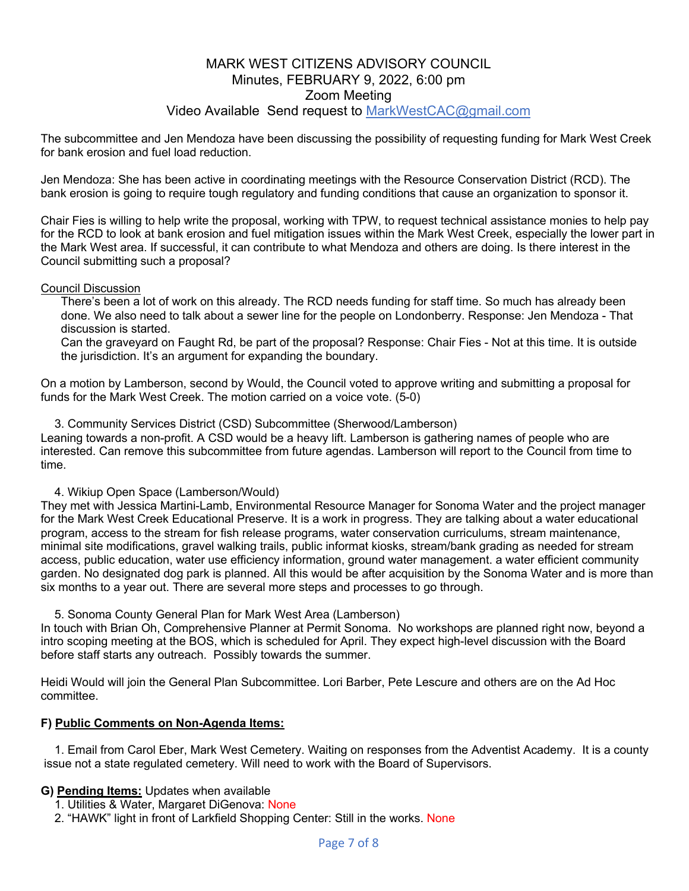# MARK WEST CITIZENS ADVISORY COUNCIL

Minutes, FEBRUARY 9, 2022, 6:00 pm
Zoom Meeting
Video Available Send request to MarkWestCAC@gmail.com

The subcommittee and Jen Mendoza have been discussing the possibility of requesting funding for Mark West Creek for bank erosion and fuel load reduction.

Jen Mendoza: She has been active in coordinating meetings with the Resource Conservation District (RCD). The bank erosion is going to require tough regulatory and funding conditions that cause an organization to sponsor it.

Chair Fies is willing to help write the proposal, working with TPW, to request technical assistance monies to help pay for the RCD to look at bank erosion and fuel mitigation issues within the Mark West Creek, especially the lower part in the Mark West area. If successful, it can contribute to what Mendoza and others are doing. Is there interest in the Council submitting such a proposal?

Council Discussion

> There's been a lot of work on this already. The RCD needs funding for staff time. So much has already been done. We also need to talk about a sewer line for the people on Londonberry. Response: Jen Mendoza - That discussion is started.
>
> Can the graveyard on Faught Rd, be part of the proposal? Response: Chair Fies - Not at this time. It is outside the jurisdiction. It's an argument for expanding the boundary.

On a motion by Lamberson, second by Would, the Council voted to approve writing and submitting a proposal for funds for the Mark West Creek. The motion carried on a voice vote. (5-0)

3. Community Services District (CSD) Subcommittee (Sherwood/Lamberson)

Leaning towards a non-profit. A CSD would be a heavy lift. Lamberson is gathering names of people who are interested. Can remove this subcommittee from future agendas. Lamberson will report to the Council from time to time.

4. Wikiup Open Space (Lamberson/Would)

They met with Jessica Martini-Lamb, Environmental Resource Manager for Sonoma Water and the project manager for the Mark West Creek Educational Preserve. It is a work in progress. They are talking about a water educational program, access to the stream for fish release programs, water conservation curriculums, stream maintenance, minimal site modifications, gravel walking trails, public informat kiosks, stream/bank grading as needed for stream access, public education, water use efficiency information, ground water management. a water efficient community garden. No designated dog park is planned. All this would be after acquisition by the Sonoma Water and is more than six months to a year out. There are several more steps and processes to go through.

5. Sonoma County General Plan for Mark West Area (Lamberson)

In touch with Brian Oh, Comprehensive Planner at Permit Sonoma. No workshops are planned right now, beyond a intro scoping meeting at the BOS, which is scheduled for April. They expect high-level discussion with the Board before staff starts any outreach. Possibly towards the summer.

Heidi Would will join the General Plan Subcommittee. Lori Barber, Pete Lescure and others are on the Ad Hoc committee.

## F) Public Comments on Non-Agenda Items:

1. Email from Carol Eber, Mark West Cemetery. Waiting on responses from the Adventist Academy. It is a county issue not a state regulated cemetery. Will need to work with the Board of Supervisors.

## G) Pending Items: Updates when available

1. Utilities & Water, Margaret DiGenova: None
2. "HAWK" light in front of Larkfield Shopping Center: Still in the works. None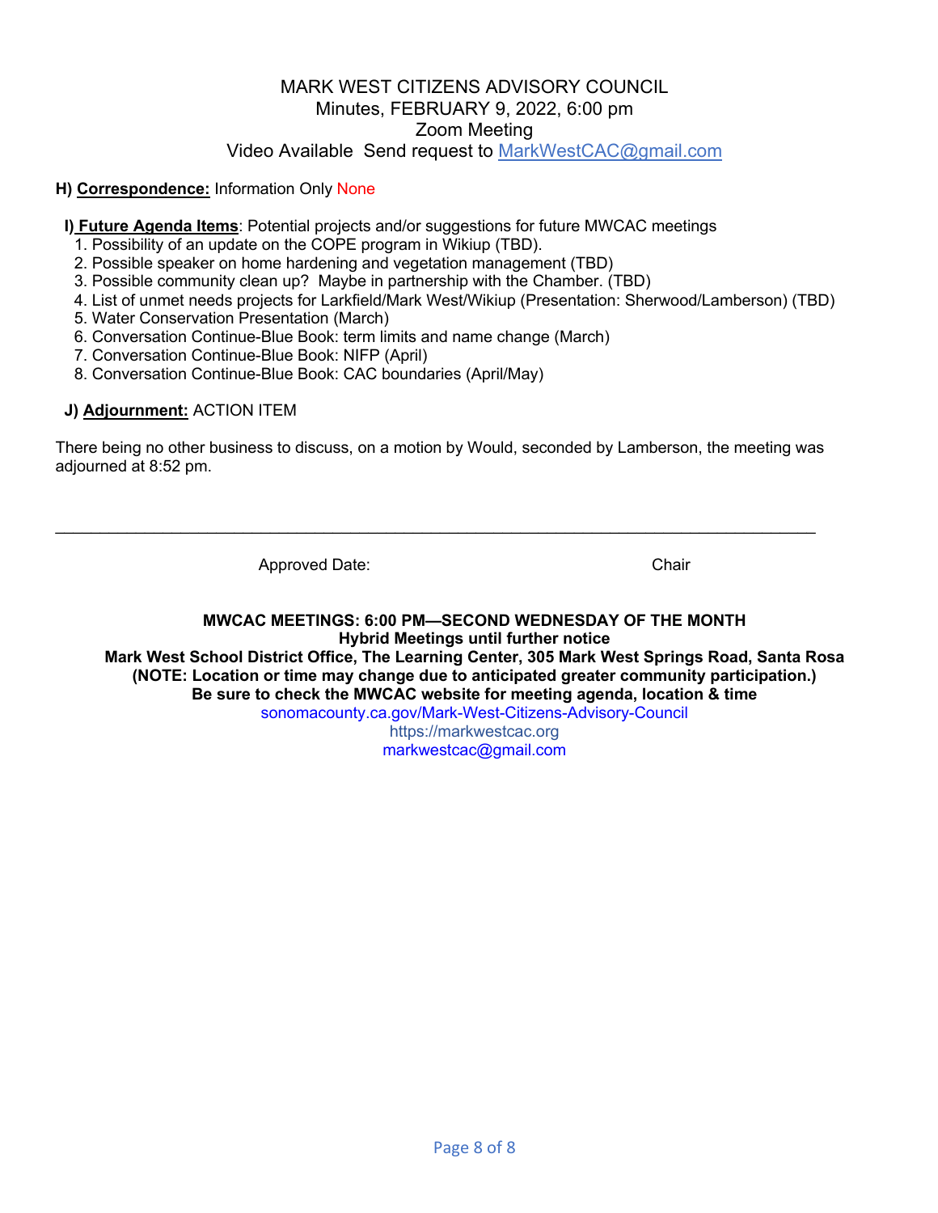MARK WEST CITIZENS ADVISORY COUNCIL
Minutes, FEBRUARY 9, 2022, 6:00 pm
Zoom Meeting
Video Available Send request to MarkWestCAC@gmail.com

**H) Correspondence:** Information Only None

**I) Future Agenda Items**: Potential projects and/or suggestions for future MWCAC meetings

1. Possibility of an update on the COPE program in Wikiup (TBD).
2. Possible speaker on home hardening and vegetation management (TBD)
3. Possible community clean up? Maybe in partnership with the Chamber. (TBD)
4. List of unmet needs projects for Larkfield/Mark West/Wikiup (Presentation: Sherwood/Lamberson) (TBD)
5. Water Conservation Presentation (March)
6. Conversation Continue-Blue Book: term limits and name change (March)
7. Conversation Continue-Blue Book: NIFP (April)
8. Conversation Continue-Blue Book: CAC boundaries (April/May)

**J) Adjournment:** ACTION ITEM

There being no other business to discuss, on a motion by Would, seconded by Lamberson, the meeting was adjourned at 8:52 pm.

_______________________________________________

Approved Date: Chair

**MWCAC MEETINGS: 6:00 PM—SECOND WEDNESDAY OF THE MONTH**
**Hybrid Meetings until further notice**
**Mark West School District Office, The Learning Center, 305 Mark West Springs Road, Santa Rosa**
**(NOTE: Location or time may change due to anticipated greater community participation.)**
**Be sure to check the MWCAC website for meeting agenda, location & time**
sonomacounty.ca.gov/Mark-West-Citizens-Advisory-Council
https://markwestcac.org
markwestcac@gmail.com